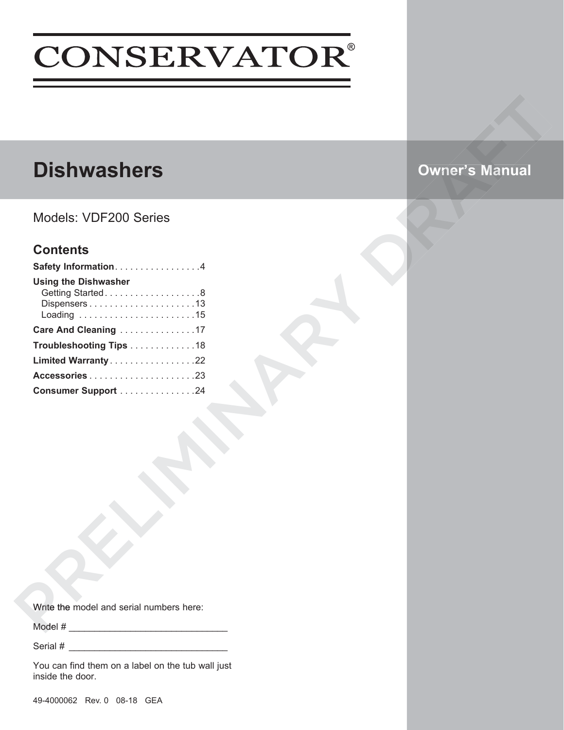# CONSERVATOR®

## Dishwashers

**Owner's Manual**

Models: VDF200 Series

### Contents

**Safety Information** . . . . . . . . . . . . . . . . .4

**Using the Dishwasher**
- Getting Started . . . . . . . . . . . . . . . . . . .8
- Dispensers . . . . . . . . . . . . . . . . . . . . .13
- Loading . . . . . . . . . . . . . . . . . . . . . . .15

**Care And Cleaning** . . . . . . . . . . . . . . .17

**Troubleshooting Tips** . . . . . . . . . . . . .18

**Limited Warranty** . . . . . . . . . . . . . . . . .22

**Accessories** . . . . . . . . . . . . . . . . . . . . .23

**Consumer Support** . . . . . . . . . . . . . . .24

PRELIMINARY DRAFT

Write the model and serial numbers here:

Model # ______________________________

Serial # ______________________________

You can find them on a label on the tub wall just inside the door.

49-4000062 Rev. 0 08-18 GEA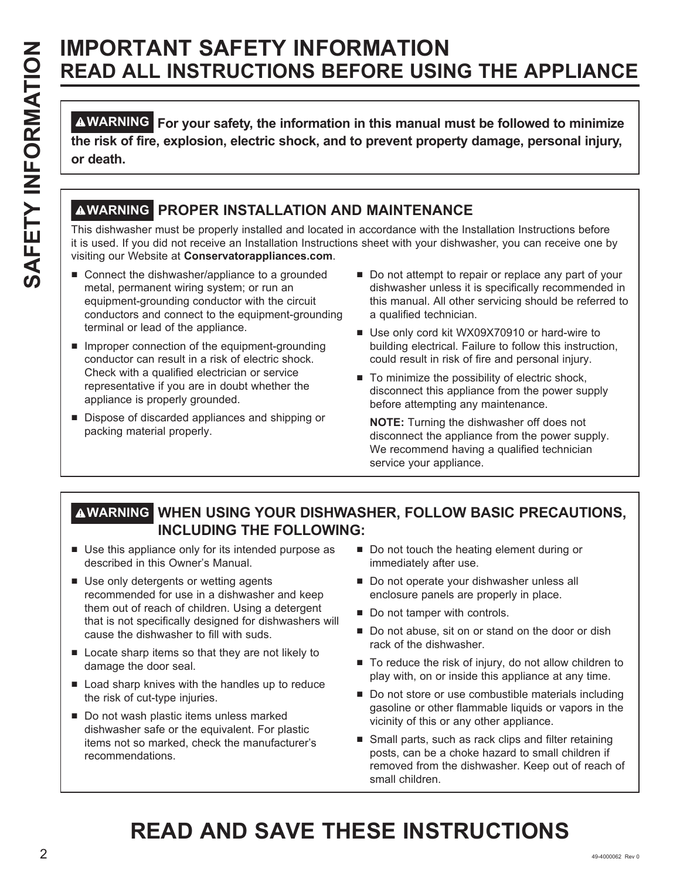# IMPORTANT SAFETY INFORMATION
## READ ALL INSTRUCTIONS BEFORE USING THE APPLIANCE

**⚠WARNING For your safety, the information in this manual must be followed to minimize the risk of fire, explosion, electric shock, and to prevent property damage, personal injury, or death.**

### ⚠WARNING PROPER INSTALLATION AND MAINTENANCE

This dishwasher must be properly installed and located in accordance with the Installation Instructions before it is used. If you did not receive an Installation Instructions sheet with your dishwasher, you can receive one by visiting our Website at **Conservatorappliances.com**.

- Connect the dishwasher/appliance to a grounded metal, permanent wiring system; or run an equipment-grounding conductor with the circuit conductors and connect to the equipment-grounding terminal or lead of the appliance.
- Improper connection of the equipment-grounding conductor can result in a risk of electric shock. Check with a qualified electrician or service representative if you are in doubt whether the appliance is properly grounded.
- Dispose of discarded appliances and shipping or packing material properly.
- Do not attempt to repair or replace any part of your dishwasher unless it is specifically recommended in this manual. All other servicing should be referred to a qualified technician.
- Use only cord kit WX09X70910 or hard-wire to building electrical. Failure to follow this instruction, could result in risk of fire and personal injury.
- To minimize the possibility of electric shock, disconnect this appliance from the power supply before attempting any maintenance.

  **NOTE:** Turning the dishwasher off does not disconnect the appliance from the power supply. We recommend having a qualified technician service your appliance.

### ⚠WARNING WHEN USING YOUR DISHWASHER, FOLLOW BASIC PRECAUTIONS, INCLUDING THE FOLLOWING:

- Use this appliance only for its intended purpose as described in this Owner's Manual.
- Use only detergents or wetting agents recommended for use in a dishwasher and keep them out of reach of children. Using a detergent that is not specifically designed for dishwashers will cause the dishwasher to fill with suds.
- Locate sharp items so that they are not likely to damage the door seal.
- Load sharp knives with the handles up to reduce the risk of cut-type injuries.
- Do not wash plastic items unless marked dishwasher safe or the equivalent. For plastic items not so marked, check the manufacturer's recommendations.
- Do not touch the heating element during or immediately after use.
- Do not operate your dishwasher unless all enclosure panels are properly in place.
- Do not tamper with controls.
- Do not abuse, sit on or stand on the door or dish rack of the dishwasher.
- To reduce the risk of injury, do not allow children to play with, on or inside this appliance at any time.
- Do not store or use combustible materials including gasoline or other flammable liquids or vapors in the vicinity of this or any other appliance.
- Small parts, such as rack clips and filter retaining posts, can be a choke hazard to small children if removed from the dishwasher. Keep out of reach of small children.

# READ AND SAVE THESE INSTRUCTIONS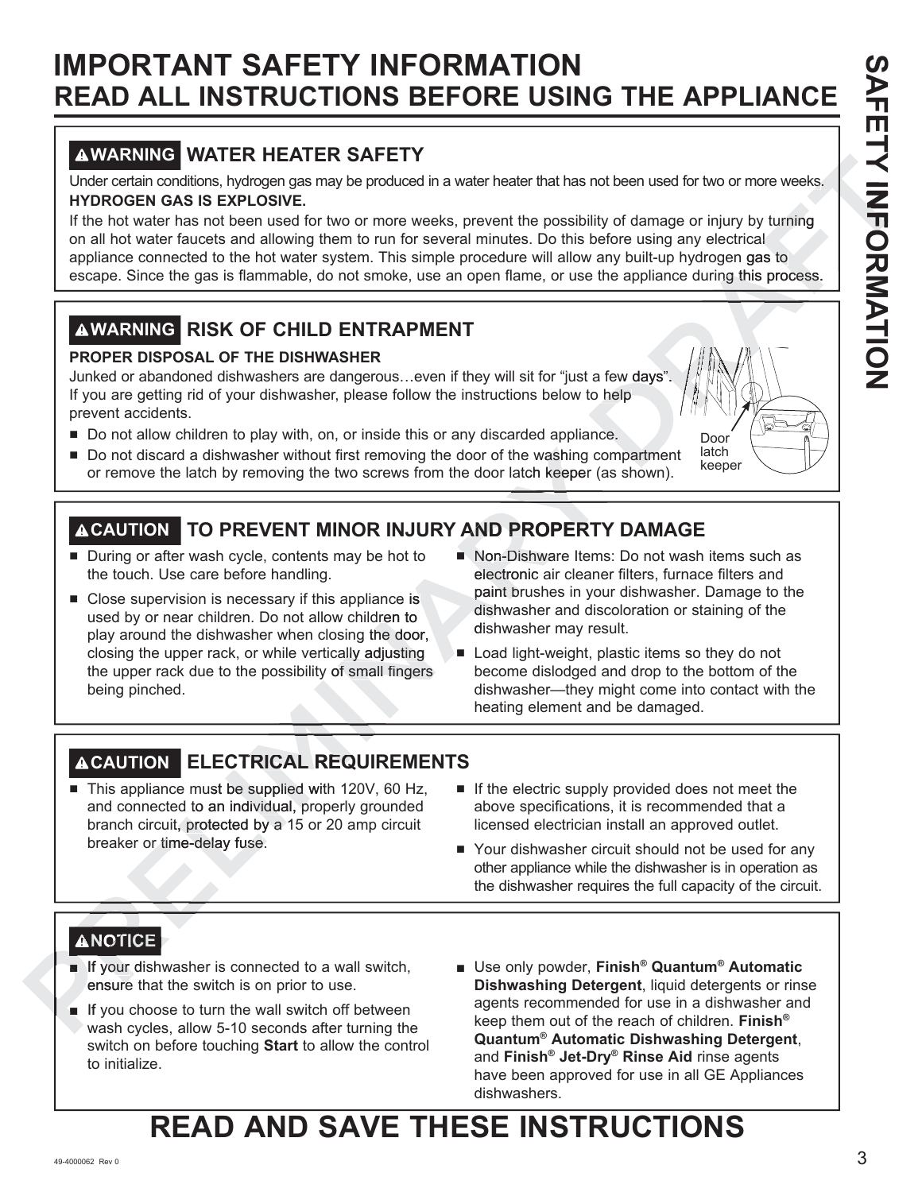# IMPORTANT SAFETY INFORMATION
## READ ALL INSTRUCTIONS BEFORE USING THE APPLIANCE

### ⚠WARNING WATER HEATER SAFETY

Under certain conditions, hydrogen gas may be produced in a water heater that has not been used for two or more weeks. **HYDROGEN GAS IS EXPLOSIVE.**

If the hot water has not been used for two or more weeks, prevent the possibility of damage or injury by turning on all hot water faucets and allowing them to run for several minutes. Do this before using any electrical appliance connected to the hot water system. This simple procedure will allow any built-up hydrogen gas to escape. Since the gas is flammable, do not smoke, use an open flame, or use the appliance during this process.

### ⚠WARNING RISK OF CHILD ENTRAPMENT

**PROPER DISPOSAL OF THE DISHWASHER**

Junked or abandoned dishwashers are dangerous…even if they will sit for "just a few days". If you are getting rid of your dishwasher, please follow the instructions below to help prevent accidents.

- Do not allow children to play with, on, or inside this or any discarded appliance.
- Do not discard a dishwasher without first removing the door of the washing compartment or remove the latch by removing the two screws from the door latch keeper (as shown).

Door latch keeper

### ⚠CAUTION TO PREVENT MINOR INJURY AND PROPERTY DAMAGE

- During or after wash cycle, contents may be hot to the touch. Use care before handling.
- Close supervision is necessary if this appliance is used by or near children. Do not allow children to play around the dishwasher when closing the door, closing the upper rack, or while vertically adjusting the upper rack due to the possibility of small fingers being pinched.
- Non-Dishware Items: Do not wash items such as electronic air cleaner filters, furnace filters and paint brushes in your dishwasher. Damage to the dishwasher and discoloration or staining of the dishwasher may result.
- Load light-weight, plastic items so they do not become dislodged and drop to the bottom of the dishwasher—they might come into contact with the heating element and be damaged.

### ⚠CAUTION ELECTRICAL REQUIREMENTS

- This appliance must be supplied with 120V, 60 Hz, and connected to an individual, properly grounded branch circuit, protected by a 15 or 20 amp circuit breaker or time-delay fuse.
- If the electric supply provided does not meet the above specifications, it is recommended that a licensed electrician install an approved outlet.
- Your dishwasher circuit should not be used for any other appliance while the dishwasher is in operation as the dishwasher requires the full capacity of the circuit.

### ⚠NOTICE

- If your dishwasher is connected to a wall switch, ensure that the switch is on prior to use.
- If you choose to turn the wall switch off between wash cycles, allow 5-10 seconds after turning the switch on before touching **Start** to allow the control to initialize.
- Use only powder, **Finish® Quantum® Automatic Dishwashing Detergent**, liquid detergents or rinse agents recommended for use in a dishwasher and keep them out of the reach of children. **Finish® Quantum® Automatic Dishwashing Detergent**, and **Finish® Jet-Dry® Rinse Aid** rinse agents have been approved for use in all GE Appliances dishwashers.

## READ AND SAVE THESE INSTRUCTIONS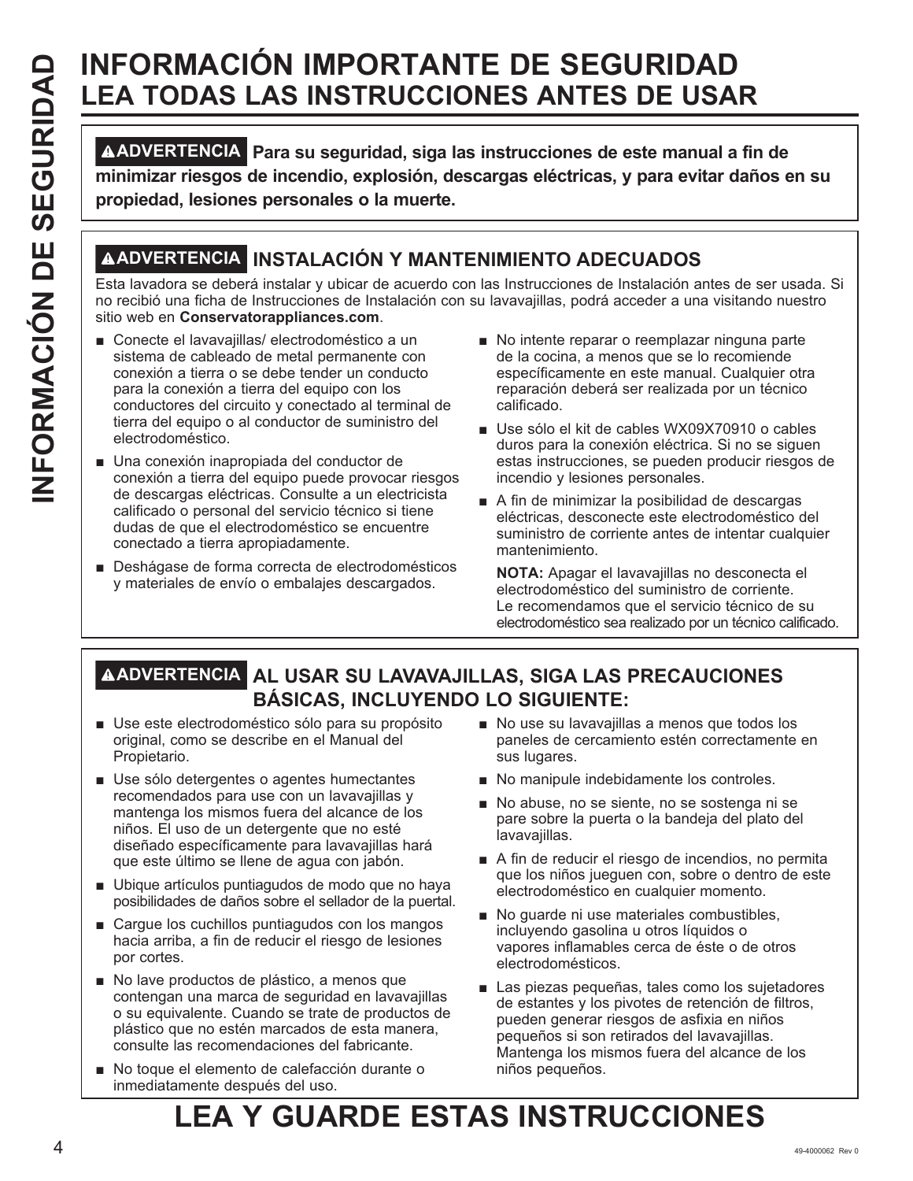# INFORMACIÓN IMPORTANTE DE SEGURIDAD
## LEA TODAS LAS INSTRUCCIONES ANTES DE USAR

**⚠ADVERTENCIA Para su seguridad, siga las instrucciones de este manual a fin de minimizar riesgos de incendio, explosión, descargas eléctricas, y para evitar daños en su propiedad, lesiones personales o la muerte.**

### ⚠ADVERTENCIA INSTALACIÓN Y MANTENIMIENTO ADECUADOS

Esta lavadora se deberá instalar y ubicar de acuerdo con las Instrucciones de Instalación antes de ser usada. Si no recibió una ficha de Instrucciones de Instalación con su lavavajillas, podrá acceder a una visitando nuestro sitio web en **Conservatorappliances.com**.

- Conecte el lavavajillas/ electrodoméstico a un sistema de cableado de metal permanente con conexión a tierra o se debe tender un conducto para la conexión a tierra del equipo con los conductores del circuito y conectado al terminal de tierra del equipo o al conductor de suministro del electrodoméstico.
- Una conexión inapropiada del conductor de conexión a tierra del equipo puede provocar riesgos de descargas eléctricas. Consulte a un electricista calificado o personal del servicio técnico si tiene dudas de que el electrodoméstico se encuentre conectado a tierra apropiadamente.
- Deshágase de forma correcta de electrodomésticos y materiales de envío o embalajes descargados.
- No intente reparar o reemplazar ninguna parte de la cocina, a menos que se lo recomiende específicamente en este manual. Cualquier otra reparación deberá ser realizada por un técnico calificado.
- Use sólo el kit de cables WX09X70910 o cables duros para la conexión eléctrica. Si no se siguen estas instrucciones, se pueden producir riesgos de incendio y lesiones personales.
- A fin de minimizar la posibilidad de descargas eléctricas, desconecte este electrodoméstico del suministro de corriente antes de intentar cualquier mantenimiento.

  **NOTA:** Apagar el lavavajillas no desconecta el electrodoméstico del suministro de corriente. Le recomendamos que el servicio técnico de su electrodoméstico sea realizado por un técnico calificado.

### ⚠ADVERTENCIA AL USAR SU LAVAVAJILLAS, SIGA LAS PRECAUCIONES BÁSICAS, INCLUYENDO LO SIGUIENTE:

- Use este electrodoméstico sólo para su propósito original, como se describe en el Manual del Propietario.
- Use sólo detergentes o agentes humectantes recomendados para use con un lavavajillas y mantenga los mismos fuera del alcance de los niños. El uso de un detergente que no esté diseñado específicamente para lavavajillas hará que este último se llene de agua con jabón.
- Ubique artículos puntiagudos de modo que no haya posibilidades de daños sobre el sellador de la puertal.
- Cargue los cuchillos puntiagudos con los mangos hacia arriba, a fin de reducir el riesgo de lesiones por cortes.
- No lave productos de plástico, a menos que contengan una marca de seguridad en lavavajillas o su equivalente. Cuando se trate de productos de plástico que no estén marcados de esta manera, consulte las recomendaciones del fabricante.
- No toque el elemento de calefacción durante o inmediatamente después del uso.
- No use su lavavajillas a menos que todos los paneles de cercamiento estén correctamente en sus lugares.
- No manipule indebidamente los controles.
- No abuse, no se siente, no se sostenga ni se pare sobre la puerta o la bandeja del plato del lavavajillas.
- A fin de reducir el riesgo de incendios, no permita que los niños jueguen con, sobre o dentro de este electrodoméstico en cualquier momento.
- No guarde ni use materiales combustibles, incluyendo gasolina u otros líquidos o vapores inflamables cerca de éste o de otros electrodomésticos.
- Las piezas pequeñas, tales como los sujetadores de estantes y los pivotes de retención de filtros, pueden generar riesgos de asfixia en niños pequeños si son retirados del lavavajillas. Mantenga los mismos fuera del alcance de los niños pequeños.

# LEA Y GUARDE ESTAS INSTRUCCIONES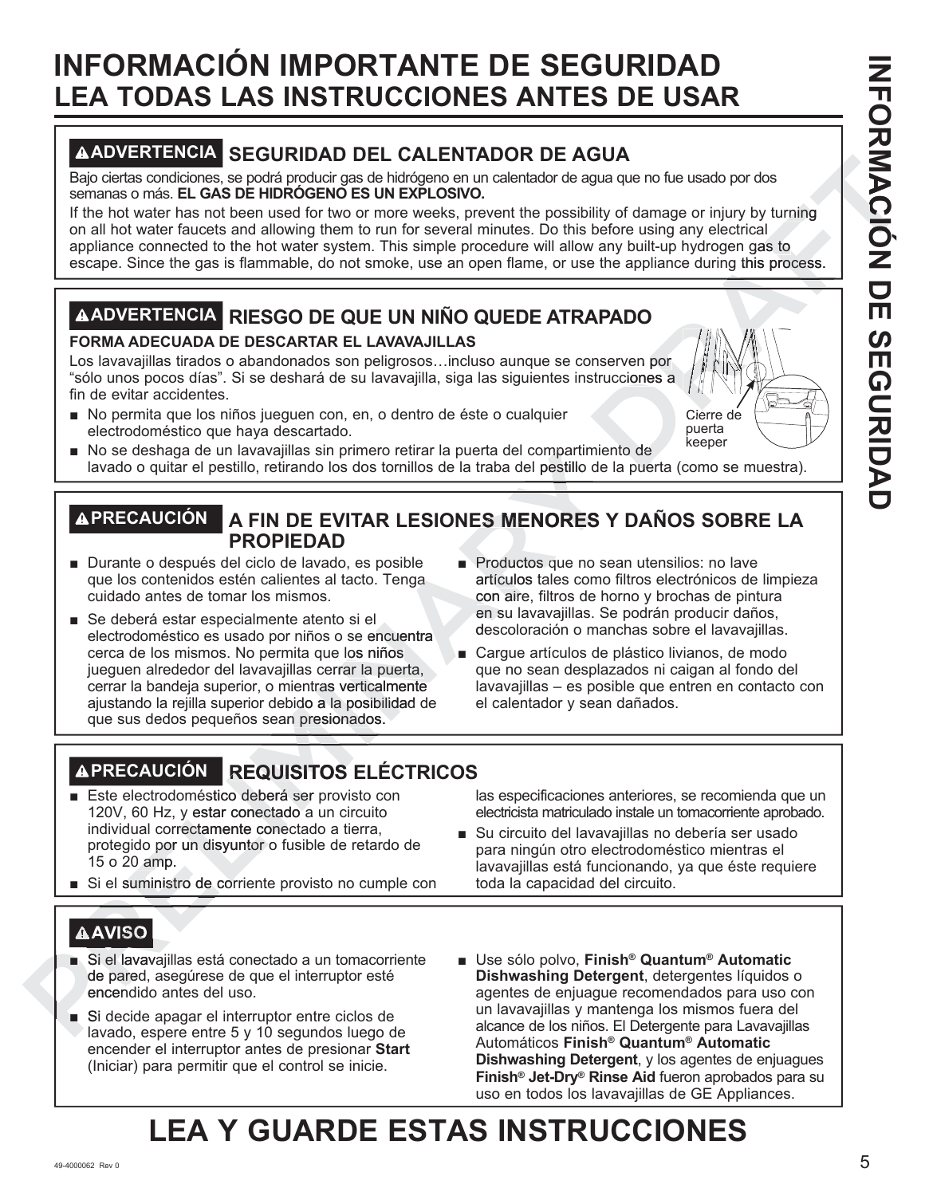# INFORMACIÓN IMPORTANTE DE SEGURIDAD
## LEA TODAS LAS INSTRUCCIONES ANTES DE USAR

### ⚠ADVERTENCIA SEGURIDAD DEL CALENTADOR DE AGUA

Bajo ciertas condiciones, se podrá producir gas de hidrógeno en un calentador de agua que no fue usado por dos semanas o más. **EL GAS DE HIDRÓGENO ES UN EXPLOSIVO.**

If the hot water has not been used for two or more weeks, prevent the possibility of damage or injury by turning on all hot water faucets and allowing them to run for several minutes. Do this before using any electrical appliance connected to the hot water system. This simple procedure will allow any built-up hydrogen gas to escape. Since the gas is flammable, do not smoke, use an open flame, or use the appliance during this process.

### ⚠ADVERTENCIA RIESGO DE QUE UN NIÑO QUEDE ATRAPADO

**FORMA ADECUADA DE DESCARTAR EL LAVAVAJILLAS**

Los lavavajillas tirados o abandonados son peligrosos…incluso aunque se conserven por "sólo unos pocos días". Si se deshará de su lavavajilla, siga las siguientes instrucciones a fin de evitar accidentes.

- No permita que los niños jueguen con, en, o dentro de éste o cualquier electrodoméstico que haya descartado.
- No se deshaga de un lavavajillas sin primero retirar la puerta del compartimiento de lavado o quitar el pestillo, retirando los dos tornillos de la traba del pestillo de la puerta (como se muestra).

Cierre de puerta keeper

### ⚠PRECAUCIÓN A FIN DE EVITAR LESIONES MENORES Y DAÑOS SOBRE LA PROPIEDAD

- Durante o después del ciclo de lavado, es posible que los contenidos estén calientes al tacto. Tenga cuidado antes de tomar los mismos.
- Se deberá estar especialmente atento si el electrodoméstico es usado por niños o se encuentra cerca de los mismos. No permita que los niños jueguen alrededor del lavavajillas cerrar la puerta, cerrar la bandeja superior, o mientras verticalmente ajustando la rejilla superior debido a la posibilidad de que sus dedos pequeños sean presionados.
- Productos que no sean utensilios: no lave artículos tales como filtros electrónicos de limpieza con aire, filtros de horno y brochas de pintura en su lavavajillas. Se podrán producir daños, descoloración o manchas sobre el lavavajillas.
- Cargue artículos de plástico livianos, de modo que no sean desplazados ni caigan al fondo del lavavajillas – es posible que entren en contacto con el calentador y sean dañados.

### ⚠PRECAUCIÓN REQUISITOS ELÉCTRICOS

- Este electrodoméstico deberá ser provisto con 120V, 60 Hz, y estar conectado a un circuito individual correctamente conectado a tierra, protegido por un disyuntor o fusible de retardo de 15 o 20 amp.
- Si el suministro de corriente provisto no cumple con las especificaciones anteriores, se recomienda que un electricista matriculado instale un tomacorriente aprobado.
- Su circuito del lavavajillas no debería ser usado para ningún otro electrodoméstico mientras el lavavajillas está funcionando, ya que éste requiere toda la capacidad del circuito.

### ⚠AVISO

- Si el lavavajillas está conectado a un tomacorriente de pared, asegúrese de que el interruptor esté encendido antes del uso.
- Si decide apagar el interruptor entre ciclos de lavado, espere entre 5 y 10 segundos luego de encender el interruptor antes de presionar **Start** (Iniciar) para permitir que el control se inicie.
- Use sólo polvo, **Finish® Quantum® Automatic Dishwashing Detergent**, detergentes líquidos o agentes de enjuague recomendados para uso con un lavavajillas y mantenga los mismos fuera del alcance de los niños. El Detergente para Lavavajillas Automáticos **Finish® Quantum® Automatic Dishwashing Detergent**, y los agentes de enjuagues **Finish® Jet-Dry® Rinse Aid** fueron aprobados para su uso en todos los lavavajillas de GE Appliances.

# LEA Y GUARDE ESTAS INSTRUCCIONES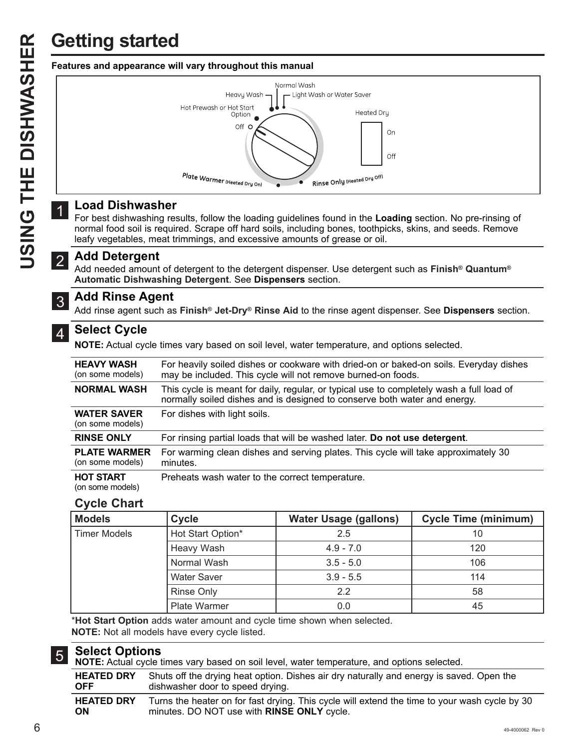# Getting started

**Features and appearance will vary throughout this manual**

Normal Wash
Heavy Wash
Light Wash or Water Saver
Hot Prewash or Hot Start Option
Off
Heated Dry
On
Off
Plate Warmer (Heated Dry On)
Rinse Only (Heated Dry Off)

## 1 Load Dishwasher

For best dishwashing results, follow the loading guidelines found in the **Loading** section. No pre-rinsing of normal food soil is required. Scrape off hard soils, including bones, toothpicks, skins, and seeds. Remove leafy vegetables, meat trimmings, and excessive amounts of grease or oil.

## 2 Add Detergent

Add needed amount of detergent to the detergent dispenser. Use detergent such as **Finish® Quantum® Automatic Dishwashing Detergent**. See **Dispensers** section.

## 3 Add Rinse Agent

Add rinse agent such as **Finish® Jet-Dry® Rinse Aid** to the rinse agent dispenser. See **Dispensers** section.

## 4 Select Cycle

**NOTE:** Actual cycle times vary based on soil level, water temperature, and options selected.

| | |
|---|---|
| **HEAVY WASH** (on some models) | For heavily soiled dishes or cookware with dried-on or baked-on soils. Everyday dishes may be included. This cycle will not remove burned-on foods. |
| **NORMAL WASH** | This cycle is meant for daily, regular, or typical use to completely wash a full load of normally soiled dishes and is designed to conserve both water and energy. |
| **WATER SAVER** (on some models) | For dishes with light soils. |
| **RINSE ONLY** | For rinsing partial loads that will be washed later. **Do not use detergent**. |
| **PLATE WARMER** (on some models) | For warming clean dishes and serving plates. This cycle will take approximately 30 minutes. |
| **HOT START** (on some models) | Preheats wash water to the correct temperature. |

### Cycle Chart

| Models | Cycle | Water Usage (gallons) | Cycle Time (minimum) |
|---|---|---|---|
| Timer Models | Hot Start Option* | 2.5 | 10 |
| | Heavy Wash | 4.9 - 7.0 | 120 |
| | Normal Wash | 3.5 - 5.0 | 106 |
| | Water Saver | 3.9 - 5.5 | 114 |
| | Rinse Only | 2.2 | 58 |
| | Plate Warmer | 0.0 | 45 |

***Hot Start Option** adds water amount and cycle time shown when selected.

**NOTE:** Not all models have every cycle listed.

## 5 Select Options

**NOTE:** Actual cycle times vary based on soil level, water temperature, and options selected.

| | |
|---|---|
| **HEATED DRY OFF** | Shuts off the drying heat option. Dishes air dry naturally and energy is saved. Open the dishwasher door to speed drying. |
| **HEATED DRY ON** | Turns the heater on for fast drying. This cycle will extend the time to your wash cycle by 30 minutes. DO NOT use with **RINSE ONLY** cycle. |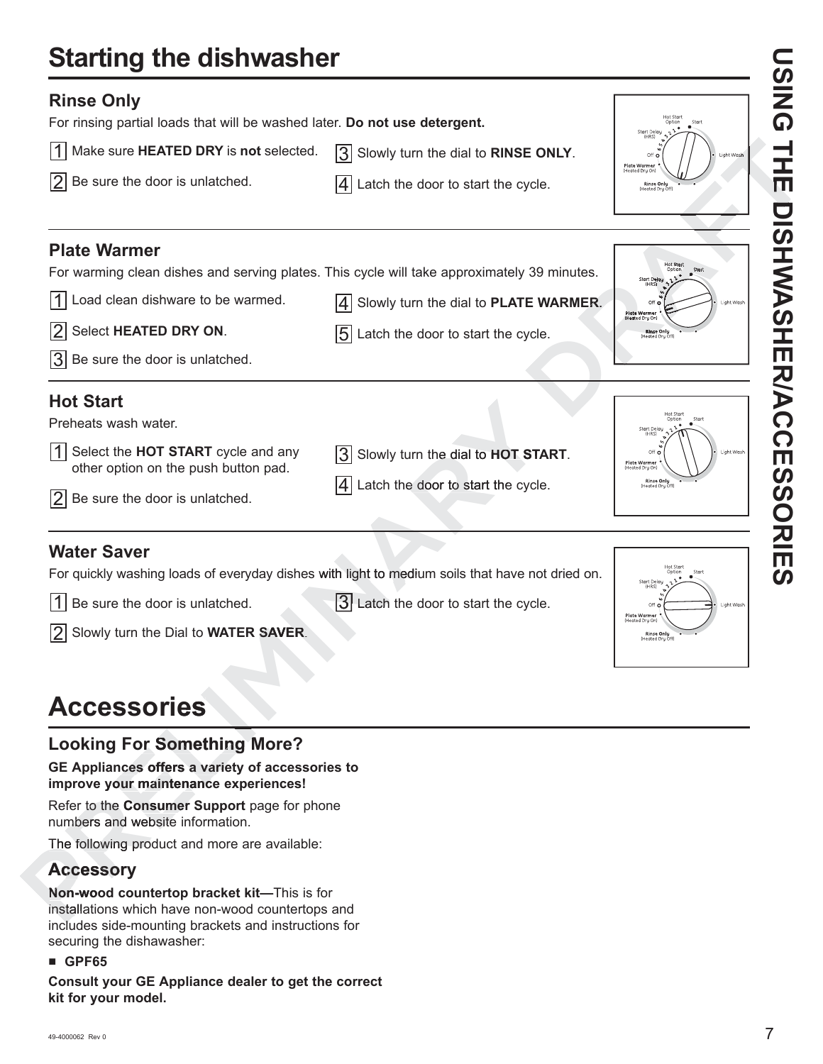# Starting the dishwasher

## Rinse Only

For rinsing partial loads that will be washed later. **Do not use detergent.**

1. Make sure **HEATED DRY** is **not** selected.
2. Be sure the door is unlatched.
3. Slowly turn the dial to **RINSE ONLY**.
4. Latch the door to start the cycle.

## Plate Warmer

For warming clean dishes and serving plates. This cycle will take approximately 39 minutes.

1. Load clean dishware to be warmed.
2. Select **HEATED DRY ON**.
3. Be sure the door is unlatched.
4. Slowly turn the dial to **PLATE WARMER**.
5. Latch the door to start the cycle.

## Hot Start

Preheats wash water.

1. Select the **HOT START** cycle and any other option on the push button pad.
2. Be sure the door is unlatched.
3. Slowly turn the dial to **HOT START**.
4. Latch the door to start the cycle.

## Water Saver

For quickly washing loads of everyday dishes with light to medium soils that have not dried on.

1. Be sure the door is unlatched.
2. Slowly turn the Dial to **WATER SAVER**.
3. Latch the door to start the cycle.

# Accessories

## Looking For Something More?

**GE Appliances offers a variety of accessories to improve your maintenance experiences!**

Refer to the **Consumer Support** page for phone numbers and website information.

The following product and more are available:

## Accessory

**Non-wood countertop bracket kit—**This is for installations which have non-wood countertops and includes side-mounting brackets and instructions for securing the dishawasher:

- **GPF65**

**Consult your GE Appliance dealer to get the correct kit for your model.**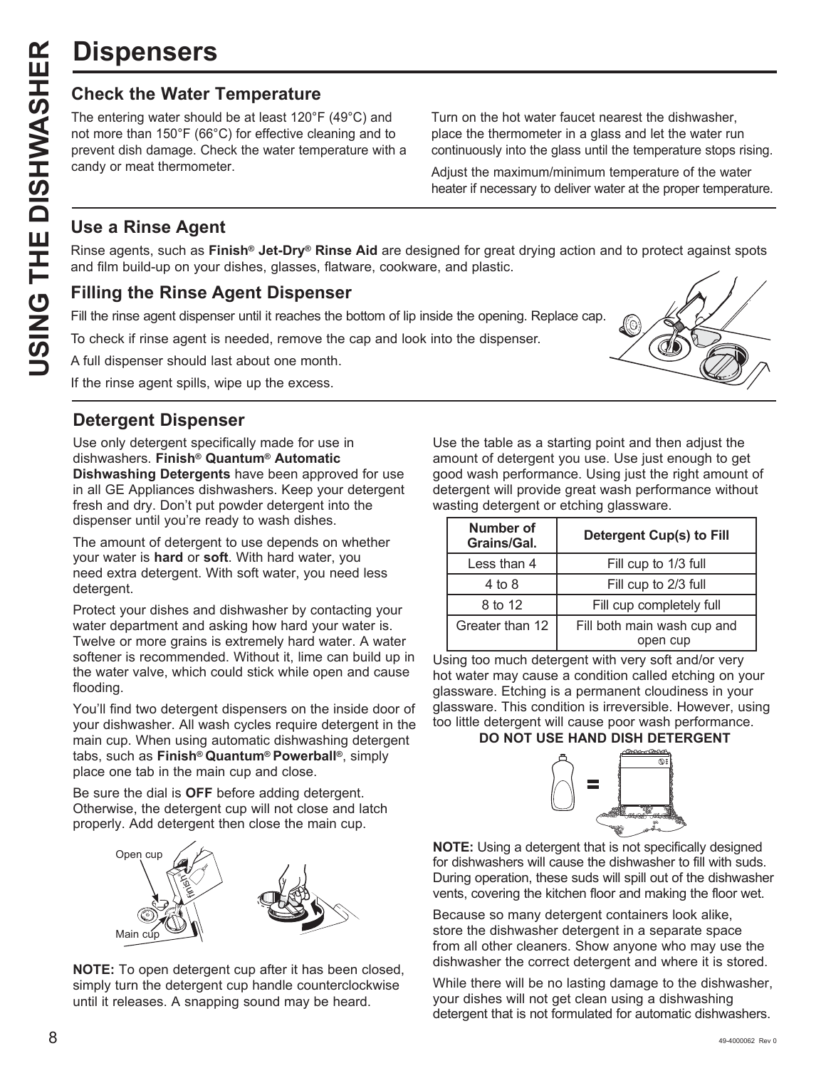# Dispensers

## Check the Water Temperature

The entering water should be at least 120°F (49°C) and not more than 150°F (66°C) for effective cleaning and to prevent dish damage. Check the water temperature with a candy or meat thermometer.

Turn on the hot water faucet nearest the dishwasher, place the thermometer in a glass and let the water run continuously into the glass until the temperature stops rising.

Adjust the maximum/minimum temperature of the water heater if necessary to deliver water at the proper temperature.

## Use a Rinse Agent

Rinse agents, such as **Finish® Jet-Dry® Rinse Aid** are designed for great drying action and to protect against spots and film build-up on your dishes, glasses, flatware, cookware, and plastic.

## Filling the Rinse Agent Dispenser

Fill the rinse agent dispenser until it reaches the bottom of lip inside the opening. Replace cap.

To check if rinse agent is needed, remove the cap and look into the dispenser.

A full dispenser should last about one month.

If the rinse agent spills, wipe up the excess.

## Detergent Dispenser

Use only detergent specifically made for use in dishwashers. **Finish® Quantum® Automatic Dishwashing Detergents** have been approved for use in all GE Appliances dishwashers. Keep your detergent fresh and dry. Don't put powder detergent into the dispenser until you're ready to wash dishes.

The amount of detergent to use depends on whether your water is **hard** or **soft**. With hard water, you need extra detergent. With soft water, you need less detergent.

Protect your dishes and dishwasher by contacting your water department and asking how hard your water is. Twelve or more grains is extremely hard water. A water softener is recommended. Without it, lime can build up in the water valve, which could stick while open and cause flooding.

You'll find two detergent dispensers on the inside door of your dishwasher. All wash cycles require detergent in the main cup. When using automatic dishwashing detergent tabs, such as **Finish® Quantum® Powerball®**, simply place one tab in the main cup and close.

Be sure the dial is **OFF** before adding detergent. Otherwise, the detergent cup will not close and latch properly. Add detergent then close the main cup.

Open cup

Main cup

**NOTE:** To open detergent cup after it has been closed, simply turn the detergent cup handle counterclockwise until it releases. A snapping sound may be heard.

Use the table as a starting point and then adjust the amount of detergent you use. Use just enough to get good wash performance. Using just the right amount of detergent will provide great wash performance without wasting detergent or etching glassware.

| Number of Grains/Gal. | Detergent Cup(s) to Fill |
|---|---|
| Less than 4 | Fill cup to 1/3 full |
| 4 to 8 | Fill cup to 2/3 full |
| 8 to 12 | Fill cup completely full |
| Greater than 12 | Fill both main wash cup and open cup |

Using too much detergent with very soft and/or very hot water may cause a condition called etching on your glassware. Etching is a permanent cloudiness in your glassware. This condition is irreversible. However, using too little detergent will cause poor wash performance.

**DO NOT USE HAND DISH DETERGENT**

**NOTE:** Using a detergent that is not specifically designed for dishwashers will cause the dishwasher to fill with suds. During operation, these suds will spill out of the dishwasher vents, covering the kitchen floor and making the floor wet.

Because so many detergent containers look alike, store the dishwasher detergent in a separate space from all other cleaners. Show anyone who may use the dishwasher the correct detergent and where it is stored.

While there will be no lasting damage to the dishwasher, your dishes will not get clean using a dishwashing detergent that is not formulated for automatic dishwashers.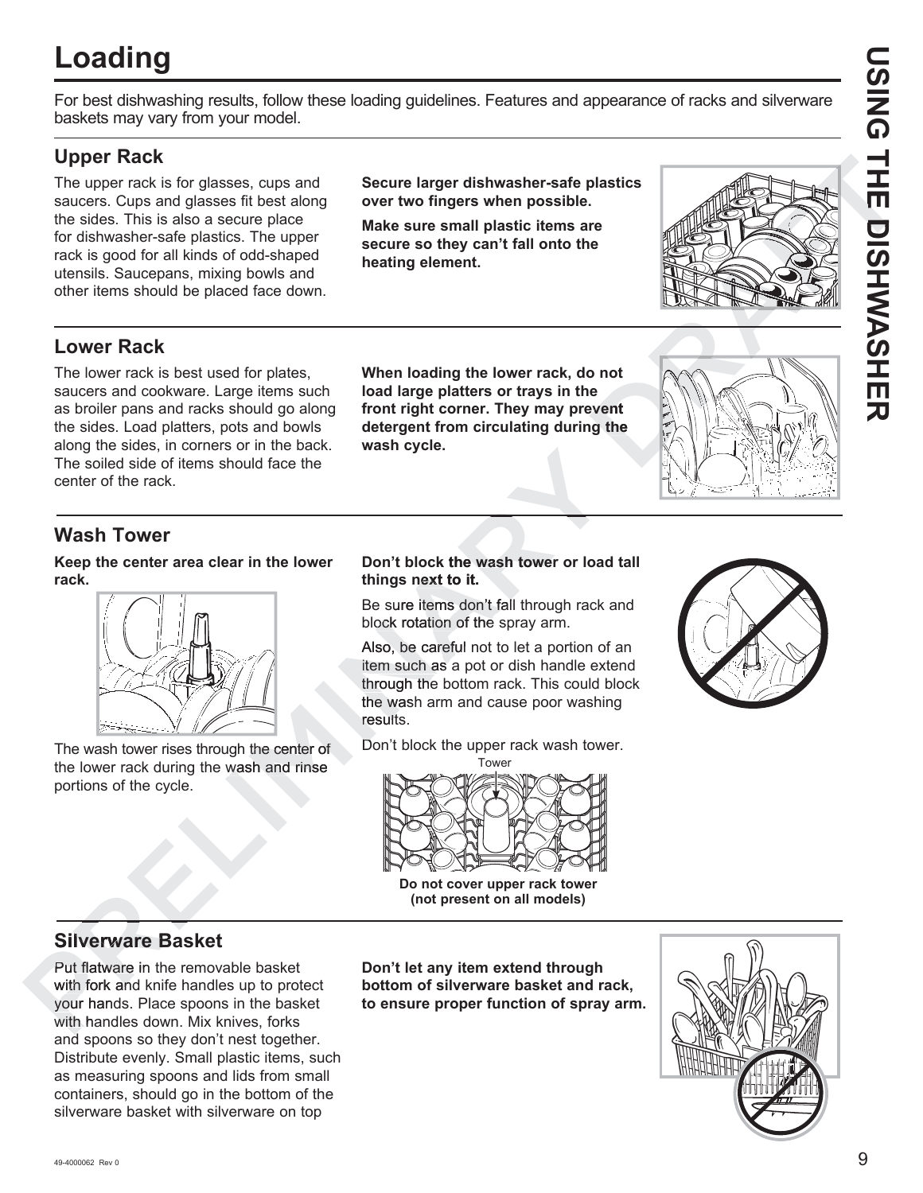# Loading

For best dishwashing results, follow these loading guidelines. Features and appearance of racks and silverware baskets may vary from your model.

## Upper Rack

The upper rack is for glasses, cups and saucers. Cups and glasses fit best along the sides. This is also a secure place for dishwasher-safe plastics. The upper rack is good for all kinds of odd-shaped utensils. Saucepans, mixing bowls and other items should be placed face down.

**Secure larger dishwasher-safe plastics over two fingers when possible.**

**Make sure small plastic items are secure so they can't fall onto the heating element.**

## Lower Rack

The lower rack is best used for plates, saucers and cookware. Large items such as broiler pans and racks should go along the sides. Load platters, pots and bowls along the sides, in corners or in the back. The soiled side of items should face the center of the rack.

**When loading the lower rack, do not load large platters or trays in the front right corner. They may prevent detergent from circulating during the wash cycle.**

## Wash Tower

**Keep the center area clear in the lower rack.**

The wash tower rises through the center of the lower rack during the wash and rinse portions of the cycle.

**Don't block the wash tower or load tall things next to it.**

Be sure items don't fall through rack and block rotation of the spray arm.

Also, be careful not to let a portion of an item such as a pot or dish handle extend through the bottom rack. This could block the wash arm and cause poor washing results.

Don't block the upper rack wash tower.

Tower

**Do not cover upper rack tower (not present on all models)**

## Silverware Basket

Put flatware in the removable basket with fork and knife handles up to protect your hands. Place spoons in the basket with handles down. Mix knives, forks and spoons so they don't nest together. Distribute evenly. Small plastic items, such as measuring spoons and lids from small containers, should go in the bottom of the silverware basket with silverware on top

**Don't let any item extend through bottom of silverware basket and rack, to ensure proper function of spray arm.**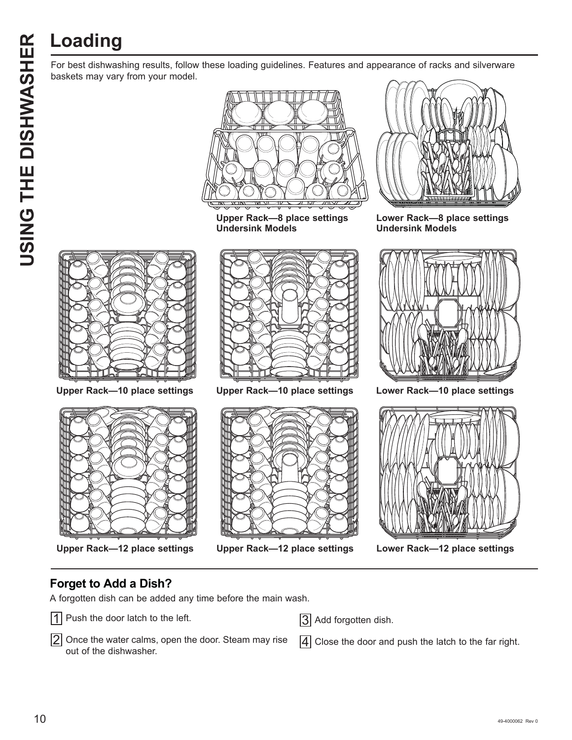# Loading

For best dishwashing results, follow these loading guidelines. Features and appearance of racks and silverware baskets may vary from your model.

**Upper Rack—8 place settings Undersink Models**

**Lower Rack—8 place settings Undersink Models**

**Upper Rack—10 place settings**

**Upper Rack—10 place settings**

**Lower Rack—10 place settings**

**Upper Rack—12 place settings**

**Upper Rack—12 place settings**

**Lower Rack—12 place settings**

## Forget to Add a Dish?

A forgotten dish can be added any time before the main wash.

1. Push the door latch to the left.
2. Once the water calms, open the door. Steam may rise out of the dishwasher.
3. Add forgotten dish.
4. Close the door and push the latch to the far right.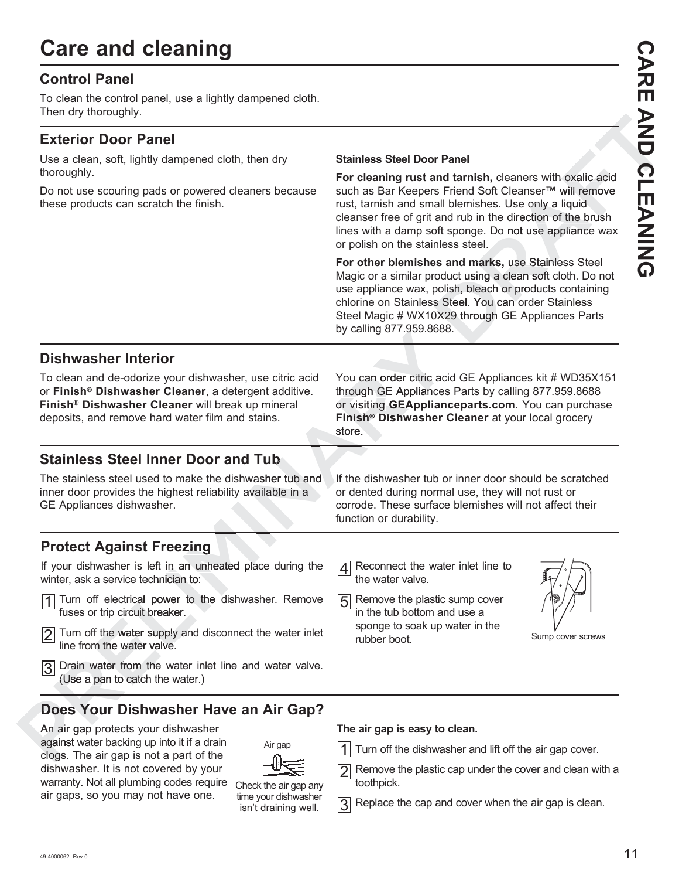# Care and cleaning

## Control Panel

To clean the control panel, use a lightly dampened cloth. Then dry thoroughly.

## Exterior Door Panel

Use a clean, soft, lightly dampened cloth, then dry thoroughly.

Do not use scouring pads or powered cleaners because these products can scratch the finish.

**Stainless Steel Door Panel**

**For cleaning rust and tarnish,** cleaners with oxalic acid such as Bar Keepers Friend Soft Cleanser™ will remove rust, tarnish and small blemishes. Use only a liquid cleanser free of grit and rub in the direction of the brush lines with a damp soft sponge. Do not use appliance wax or polish on the stainless steel.

**For other blemishes and marks,** use Stainless Steel Magic or a similar product using a clean soft cloth. Do not use appliance wax, polish, bleach or products containing chlorine on Stainless Steel. You can order Stainless Steel Magic # WX10X29 through GE Appliances Parts by calling 877.959.8688.

## Dishwasher Interior

To clean and de-odorize your dishwasher, use citric acid or **Finish® Dishwasher Cleaner**, a detergent additive. **Finish® Dishwasher Cleaner** will break up mineral deposits, and remove hard water film and stains.

You can order citric acid GE Appliances kit # WD35X151 through GE Appliances Parts by calling 877.959.8688 or visiting **GEApplianceparts.com**. You can purchase **Finish® Dishwasher Cleaner** at your local grocery store.

## Stainless Steel Inner Door and Tub

The stainless steel used to make the dishwasher tub and inner door provides the highest reliability available in a GE Appliances dishwasher.

If the dishwasher tub or inner door should be scratched or dented during normal use, they will not rust or corrode. These surface blemishes will not affect their function or durability.

## Protect Against Freezing

If your dishwasher is left in an unheated place during the winter, ask a service technician to:

1. Turn off electrical power to the dishwasher. Remove fuses or trip circuit breaker.
2. Turn off the water supply and disconnect the water inlet line from the water valve.
3. Drain water from the water inlet line and water valve. (Use a pan to catch the water.)
4. Reconnect the water inlet line to the water valve.
5. Remove the plastic sump cover in the tub bottom and use a sponge to soak up water in the rubber boot.

Sump cover screws

## Does Your Dishwasher Have an Air Gap?

An air gap protects your dishwasher against water backing up into it if a drain clogs. The air gap is not a part of the dishwasher. It is not covered by your warranty. Not all plumbing codes require air gaps, so you may not have one.

Air gap

Check the air gap any time your dishwasher isn't draining well.

**The air gap is easy to clean.**

1. Turn off the dishwasher and lift off the air gap cover.
2. Remove the plastic cap under the cover and clean with a toothpick.
3. Replace the cap and cover when the air gap is clean.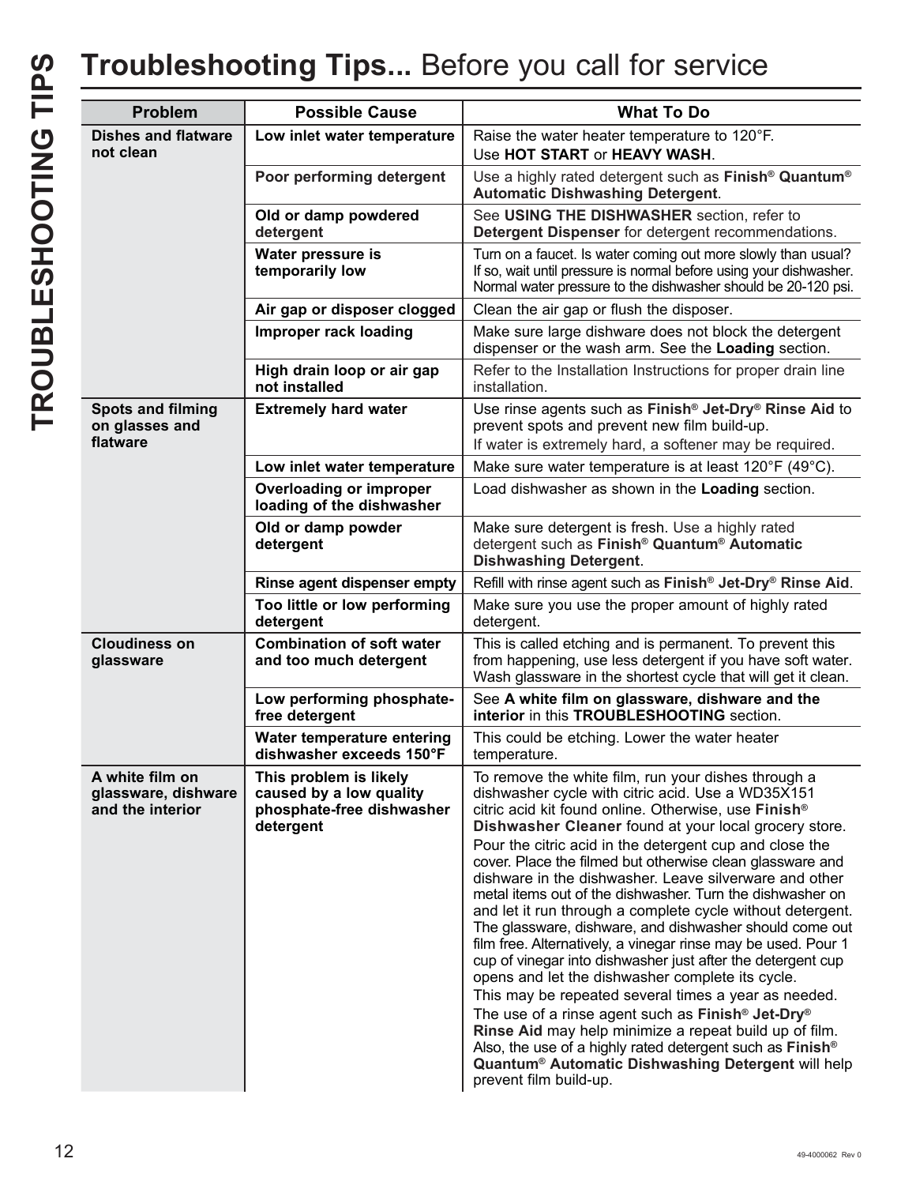# Troubleshooting Tips... Before you call for service

| Problem | Possible Cause | What To Do |
| --- | --- | --- |
| **Dishes and flatware not clean** | **Low inlet water temperature** | Raise the water heater temperature to 120°F. Use **HOT START** or **HEAVY WASH**. |
| | **Poor performing detergent** | Use a highly rated detergent such as **Finish® Quantum® Automatic Dishwashing Detergent**. |
| | **Old or damp powdered detergent** | See **USING THE DISHWASHER** section, refer to **Detergent Dispenser** for detergent recommendations. |
| | **Water pressure is temporarily low** | Turn on a faucet. Is water coming out more slowly than usual? If so, wait until pressure is normal before using your dishwasher. Normal water pressure to the dishwasher should be 20-120 psi. |
| | **Air gap or disposer clogged** | Clean the air gap or flush the disposer. |
| | **Improper rack loading** | Make sure large dishware does not block the detergent dispenser or the wash arm. See the **Loading** section. |
| | **High drain loop or air gap not installed** | Refer to the Installation Instructions for proper drain line installation. |
| **Spots and filming on glasses and flatware** | **Extremely hard water** | Use rinse agents such as **Finish® Jet-Dry® Rinse Aid** to prevent spots and prevent new film build-up. If water is extremely hard, a softener may be required. |
| | **Low inlet water temperature** | Make sure water temperature is at least 120°F (49°C). |
| | **Overloading or improper loading of the dishwasher** | Load dishwasher as shown in the **Loading** section. |
| | **Old or damp powder detergent** | Make sure detergent is fresh. Use a highly rated detergent such as **Finish® Quantum® Automatic Dishwashing Detergent**. |
| | **Rinse agent dispenser empty** | Refill with rinse agent such as **Finish® Jet-Dry® Rinse Aid**. |
| | **Too little or low performing detergent** | Make sure you use the proper amount of highly rated detergent. |
| **Cloudiness on glassware** | **Combination of soft water and too much detergent** | This is called etching and is permanent. To prevent this from happening, use less detergent if you have soft water. Wash glassware in the shortest cycle that will get it clean. |
| | **Low performing phosphate-free detergent** | See **A white film on glassware, dishware and the interior** in this **TROUBLESHOOTING** section. |
| | **Water temperature entering dishwasher exceeds 150°F** | This could be etching. Lower the water heater temperature. |
| **A white film on glassware, dishware and the interior** | **This problem is likely caused by a low quality phosphate-free dishwasher detergent** | To remove the white film, run your dishes through a dishwasher cycle with citric acid. Use a WD35X151 citric acid kit found online. Otherwise, use **Finish® Dishwasher Cleaner** found at your local grocery store. Pour the citric acid in the detergent cup and close the cover. Place the filmed but otherwise clean glassware and dishware in the dishwasher. Leave silverware and other metal items out of the dishwasher. Turn the dishwasher on and let it run through a complete cycle without detergent. The glassware, dishware, and dishwasher should come out film free. Alternatively, a vinegar rinse may be used. Pour 1 cup of vinegar into dishwasher just after the detergent cup opens and let the dishwasher complete its cycle. This may be repeated several times a year as needed. The use of a rinse agent such as **Finish® Jet-Dry® Rinse Aid** may help minimize a repeat build up of film. Also, the use of a highly rated detergent such as **Finish® Quantum® Automatic Dishwashing Detergent** will help prevent film build-up. |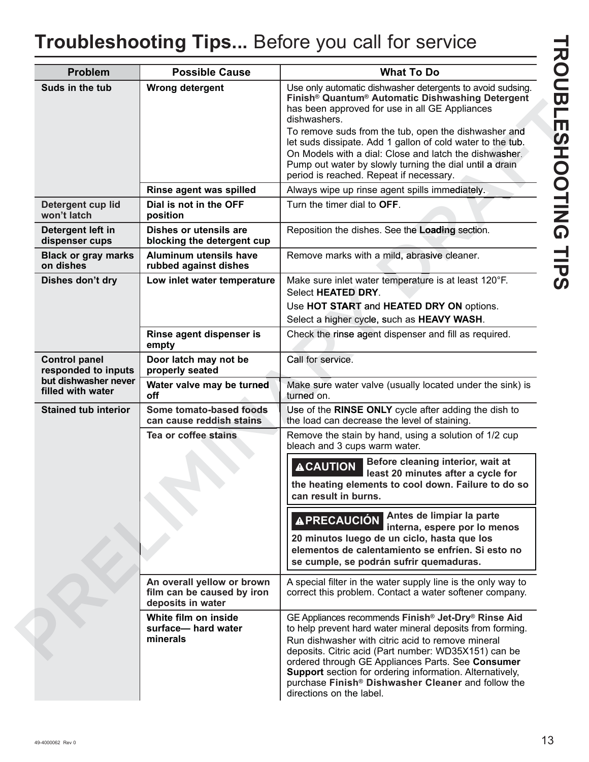# **Troubleshooting Tips...** Before you call for service

| Problem | Possible Cause | What To Do |
|---|---|---|
| **Suds in the tub** | **Wrong detergent** | Use only automatic dishwasher detergents to avoid sudsing. **Finish® Quantum® Automatic Dishwashing Detergent** has been approved for use in all GE Appliances dishwashers.<br>To remove suds from the tub, open the dishwasher and let suds dissipate. Add 1 gallon of cold water to the tub. On Models with a dial: Close and latch the dishwasher. Pump out water by slowly turning the dial until a drain period is reached. Repeat if necessary. |
| | **Rinse agent was spilled** | Always wipe up rinse agent spills immediately. |
| **Detergent cup lid won't latch** | **Dial is not in the OFF position** | Turn the timer dial to **OFF**. |
| **Detergent left in dispenser cups** | **Dishes or utensils are blocking the detergent cup** | Reposition the dishes. See the **Loading** section. |
| **Black or gray marks on dishes** | **Aluminum utensils have rubbed against dishes** | Remove marks with a mild, abrasive cleaner. |
| **Dishes don't dry** | **Low inlet water temperature** | Make sure inlet water temperature is at least 120°F.<br>Select **HEATED DRY**.<br>Use **HOT START** and **HEATED DRY ON** options.<br>Select a higher cycle, such as **HEAVY WASH**. |
| | **Rinse agent dispenser is empty** | Check the rinse agent dispenser and fill as required. |
| **Control panel responded to inputs but dishwasher never filled with water** | **Door latch may not be properly seated** | Call for service. |
| | **Water valve may be turned off** | Make sure water valve (usually located under the sink) is turned on. |
| **Stained tub interior** | **Some tomato-based foods can cause reddish stains** | Use of the **RINSE ONLY** cycle after adding the dish to the load can decrease the level of staining. |
| | **Tea or coffee stains** | Remove the stain by hand, using a solution of 1/2 cup bleach and 3 cups warm water.<br>**⚠CAUTION Before cleaning interior, wait at least 20 minutes after a cycle for the heating elements to cool down. Failure to do so can result in burns.**<br>**⚠PRECAUCIÓN Antes de limpiar la parte interna, espere por lo menos 20 minutos luego de un ciclo, hasta que los elementos de calentamiento se enfríen. Si esto no se cumple, se podrán sufrir quemaduras.** |
| | **An overall yellow or brown film can be caused by iron deposits in water** | A special filter in the water supply line is the only way to correct this problem. Contact a water softener company. |
| | **White film on inside surface— hard water minerals** | GE Appliances recommends **Finish® Jet-Dry® Rinse Aid** to help prevent hard water mineral deposits from forming.<br>Run dishwasher with citric acid to remove mineral deposits. Citric acid (Part number: WD35X151) can be ordered through GE Appliances Parts. See **Consumer Support** section for ordering information. Alternatively, purchase **Finish® Dishwasher Cleaner** and follow the directions on the label. |

49-4000062 Rev 0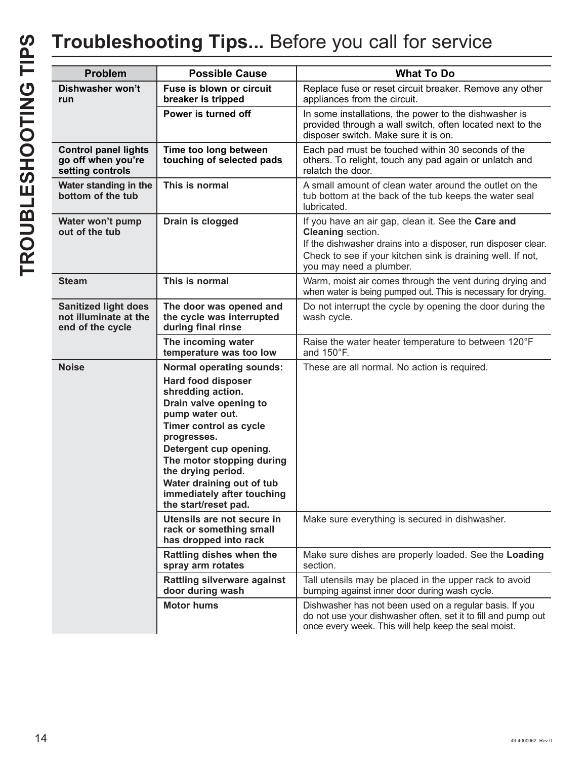# Troubleshooting Tips... Before you call for service

| Problem | Possible Cause | What To Do |
|---|---|---|
| **Dishwasher won't run** | **Fuse is blown or circuit breaker is tripped** | Replace fuse or reset circuit breaker. Remove any other appliances from the circuit. |
| | **Power is turned off** | In some installations, the power to the dishwasher is provided through a wall switch, often located next to the disposer switch. Make sure it is on. |
| **Control panel lights go off when you're setting controls** | **Time too long between touching of selected pads** | Each pad must be touched within 30 seconds of the others. To relight, touch any pad again or unlatch and relatch the door. |
| **Water standing in the bottom of the tub** | **This is normal** | A small amount of clean water around the outlet on the tub bottom at the back of the tub keeps the water seal lubricated. |
| **Water won't pump out of the tub** | **Drain is clogged** | If you have an air gap, clean it. See the **Care and Cleaning** section.<br>If the dishwasher drains into a disposer, run disposer clear.<br>Check to see if your kitchen sink is draining well. If not, you may need a plumber. |
| **Steam** | **This is normal** | Warm, moist air comes through the vent during drying and when water is being pumped out. This is necessary for drying. |
| **Sanitized light does not illuminate at the end of the cycle** | **The door was opened and the cycle was interrupted during final rinse** | Do not interrupt the cycle by opening the door during the wash cycle. |
| | **The incoming water temperature was too low** | Raise the water heater temperature to between 120°F and 150°F. |
| **Noise** | **Normal operating sounds:**<br>**Hard food disposer shredding action.**<br>**Drain valve opening to pump water out.**<br>**Timer control as cycle progresses.**<br>**Detergent cup opening.**<br>**The motor stopping during the drying period.**<br>**Water draining out of tub immediately after touching the start/reset pad.** | These are all normal. No action is required. |
| | **Utensils are not secure in rack or something small has dropped into rack** | Make sure everything is secured in dishwasher. |
| | **Rattling dishes when the spray arm rotates** | Make sure dishes are properly loaded. See the **Loading** section. |
| | **Rattling silverware against door during wash** | Tall utensils may be placed in the upper rack to avoid bumping against inner door during wash cycle. |
| | **Motor hums** | Dishwasher has not been used on a regular basis. If you do not use your dishwasher often, set it to fill and pump out once every week. This will help keep the seal moist. |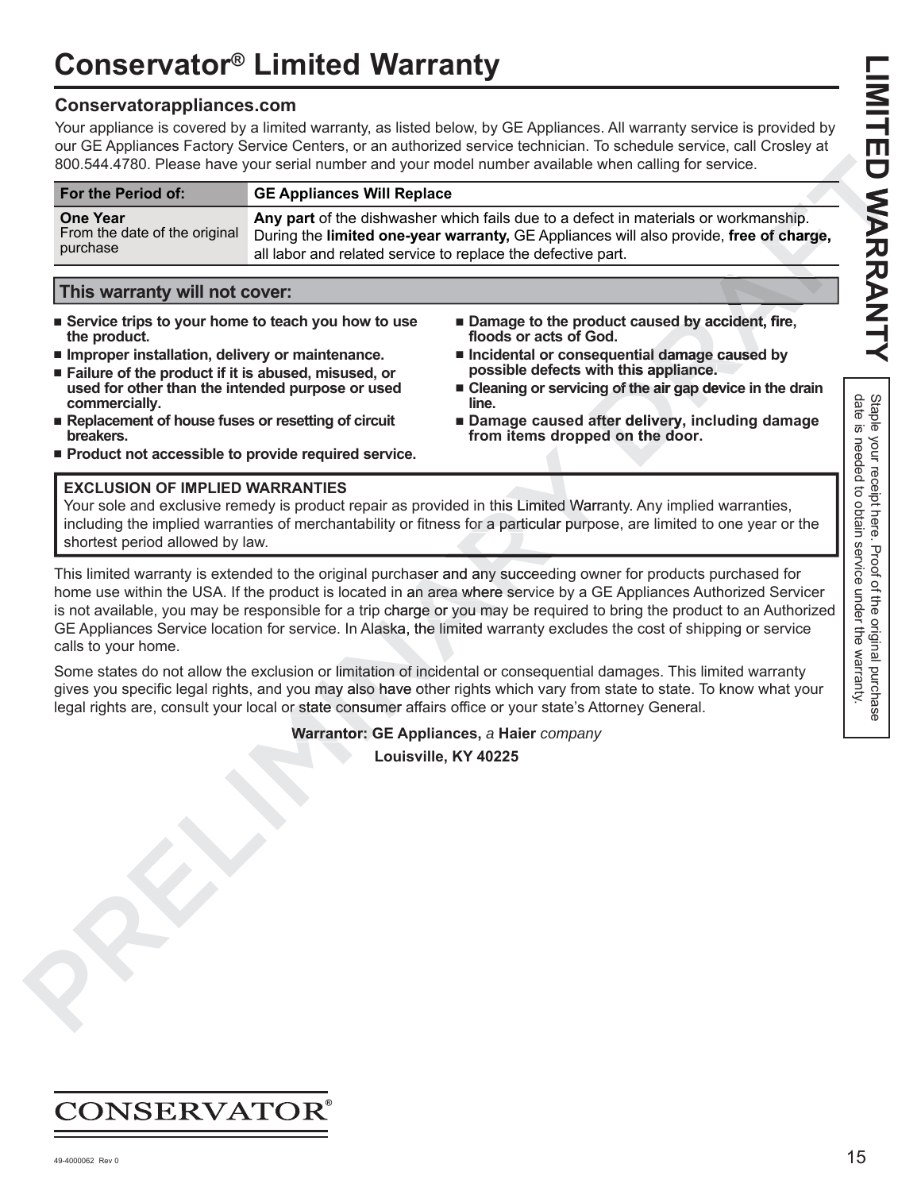# Conservator® Limited Warranty

## Conservatorappliances.com

Your appliance is covered by a limited warranty, as listed below, by GE Appliances. All warranty service is provided by our GE Appliances Factory Service Centers, or an authorized service technician. To schedule service, call Crosley at 800.544.4780. Please have your serial number and your model number available when calling for service.

| For the Period of: | GE Appliances Will Replace |
|---|---|
| **One Year** From the date of the original purchase | **Any part** of the dishwasher which fails due to a defect in materials or workmanship. During the **limited one-year warranty,** GE Appliances will also provide, **free of charge,** all labor and related service to replace the defective part. |

### This warranty will not cover:

- **Service trips to your home to teach you how to use the product.**
- **Improper installation, delivery or maintenance.**
- **Failure of the product if it is abused, misused, or used for other than the intended purpose or used commercially.**
- **Replacement of house fuses or resetting of circuit breakers.**
- **Product not accessible to provide required service.**
- **Damage to the product caused by accident, fire, floods or acts of God.**
- **Incidental or consequential damage caused by possible defects with this appliance.**
- **Cleaning or servicing of the air gap device in the drain line.**
- **Damage caused after delivery, including damage from items dropped on the door.**

**EXCLUSION OF IMPLIED WARRANTIES**
Your sole and exclusive remedy is product repair as provided in this Limited Warranty. Any implied warranties, including the implied warranties of merchantability or fitness for a particular purpose, are limited to one year or the shortest period allowed by law.

This limited warranty is extended to the original purchaser and any succeeding owner for products purchased for home use within the USA. If the product is located in an area where service by a GE Appliances Authorized Servicer is not available, you may be responsible for a trip charge or you may be required to bring the product to an Authorized GE Appliances Service location for service. In Alaska, the limited warranty excludes the cost of shipping or service calls to your home.

Some states do not allow the exclusion or limitation of incidental or consequential damages. This limited warranty gives you specific legal rights, and you may also have other rights which vary from state to state. To know what your legal rights are, consult your local or state consumer affairs office or your state's Attorney General.

**Warrantor: GE Appliances,** *a* **Haier** *company*

**Louisville, KY 40225**

Staple your receipt here. Proof of the original purchase date is needed to obtain service under the warranty.

CONSERVATOR®

49-4000062 Rev 0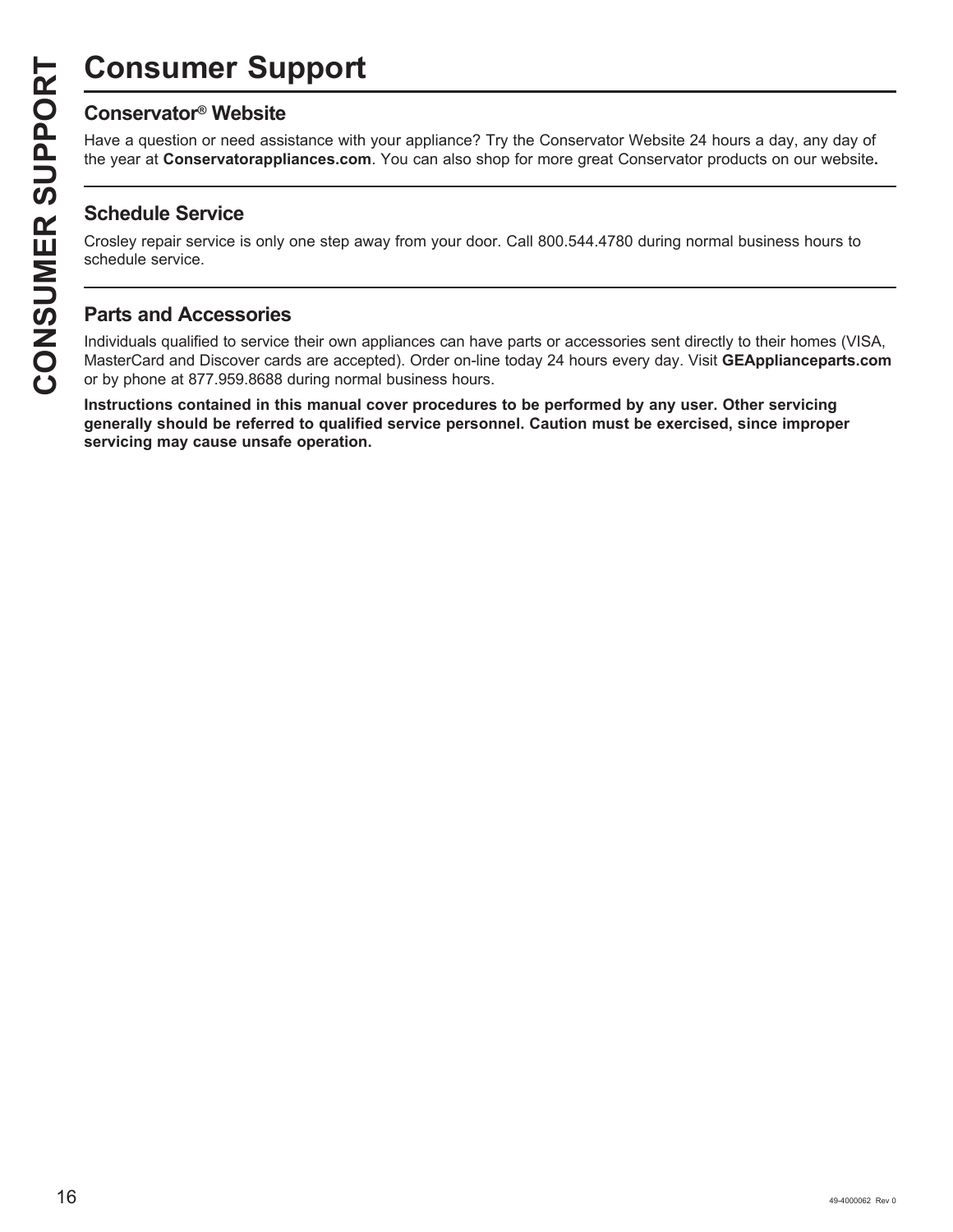# Consumer Support

## Conservator® Website

Have a question or need assistance with your appliance? Try the Conservator Website 24 hours a day, any day of the year at **Conservatorappliances.com**. You can also shop for more great Conservator products on our website**.**

## Schedule Service

Crosley repair service is only one step away from your door. Call 800.544.4780 during normal business hours to schedule service.

## Parts and Accessories

Individuals qualified to service their own appliances can have parts or accessories sent directly to their homes (VISA, MasterCard and Discover cards are accepted). Order on-line today 24 hours every day. Visit **GEApplianceparts.com** or by phone at 877.959.8688 during normal business hours.

**Instructions contained in this manual cover procedures to be performed by any user. Other servicing generally should be referred to qualified service personnel. Caution must be exercised, since improper servicing may cause unsafe operation.**